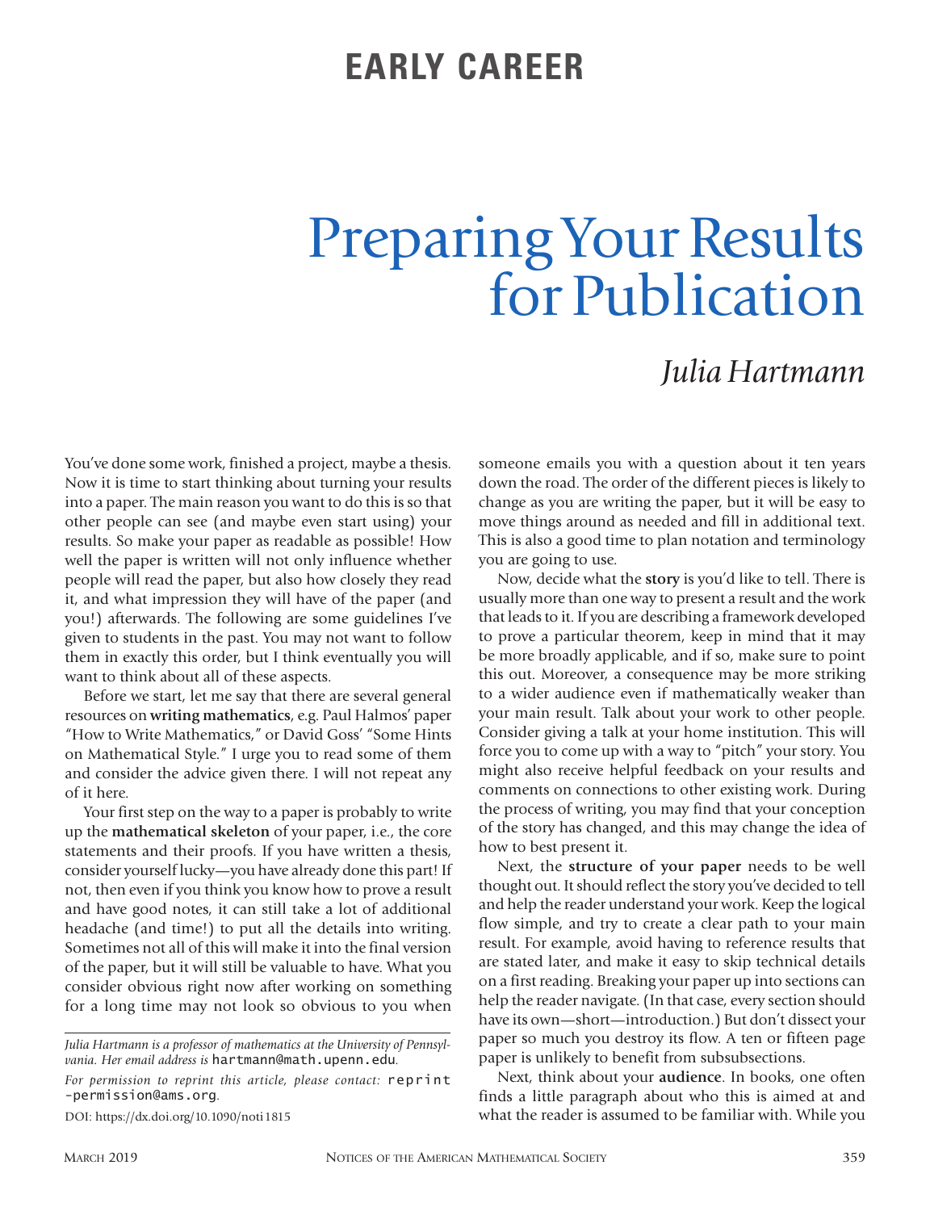EARLY CAREER

# Preparing Your Results for Publication

## *Julia Hartmann*

You've done some work, finished a project, maybe a thesis. Now it is time to start thinking about turning your results into a paper. The main reason you want to do this is so that other people can see (and maybe even start using) your results. So make your paper as readable as possible! How well the paper is written will not only influence whether people will read the paper, but also how closely they read it, and what impression they will have of the paper (and you!) afterwards. The following are some guidelines I've given to students in the past. You may not want to follow them in exactly this order, but I think eventually you will want to think about all of these aspects.

Before we start, let me say that there are several general resources on **writing mathematics**, e.g. Paul Halmos' paper "How to Write Mathematics," or David Goss' "Some Hints on Mathematical Style." I urge you to read some of them and consider the advice given there. I will not repeat any of it here.

Your first step on the way to a paper is probably to write up the **mathematical skeleton** of your paper, i.e., the core statements and their proofs. If you have written a thesis, consider yourself lucky—you have already done this part! If not, then even if you think you know how to prove a result and have good notes, it can still take a lot of additional headache (and time!) to put all the details into writing. Sometimes not all of this will make it into the final version of the paper, but it will still be valuable to have. What you consider obvious right now after working on something for a long time may not look so obvious to you when someone emails you with a question about it ten years down the road. The order of the different pieces is likely to change as you are writing the paper, but it will be easy to move things around as needed and fill in additional text. This is also a good time to plan notation and terminology you are going to use.

Now, decide what the **story** is you'd like to tell. There is usually more than one way to present a result and the work that leads to it. If you are describing a framework developed to prove a particular theorem, keep in mind that it may be more broadly applicable, and if so, make sure to point this out. Moreover, a consequence may be more striking to a wider audience even if mathematically weaker than your main result. Talk about your work to other people. Consider giving a talk at your home institution. This will force you to come up with a way to "pitch" your story. You might also receive helpful feedback on your results and comments on connections to other existing work. During the process of writing, you may find that your conception of the story has changed, and this may change the idea of how to best present it.

Next, the **structure of your paper** needs to be well thought out. It should reflect the story you've decided to tell and help the reader understand your work. Keep the logical flow simple, and try to create a clear path to your main result. For example, avoid having to reference results that are stated later, and make it easy to skip technical details on a first reading. Breaking your paper up into sections can help the reader navigate. (In that case, every section should have its own—short—introduction.) But don't dissect your paper so much you destroy its flow. A ten or fifteen page paper is unlikely to benefit from subsubsections.

Next, think about your **audience**. In books, one often finds a little paragraph about who this is aimed at and what the reader is assumed to be familiar with. While you

---

*Julia Hartmann is a professor of mathematics at the University of Pennsylvania. Her email address is* hartmann@math.upenn.edu.

*For permission to reprint this article, please contact:* reprint-permission@ams.org.

DOI: https://dx.doi.org/10.1090/noti1815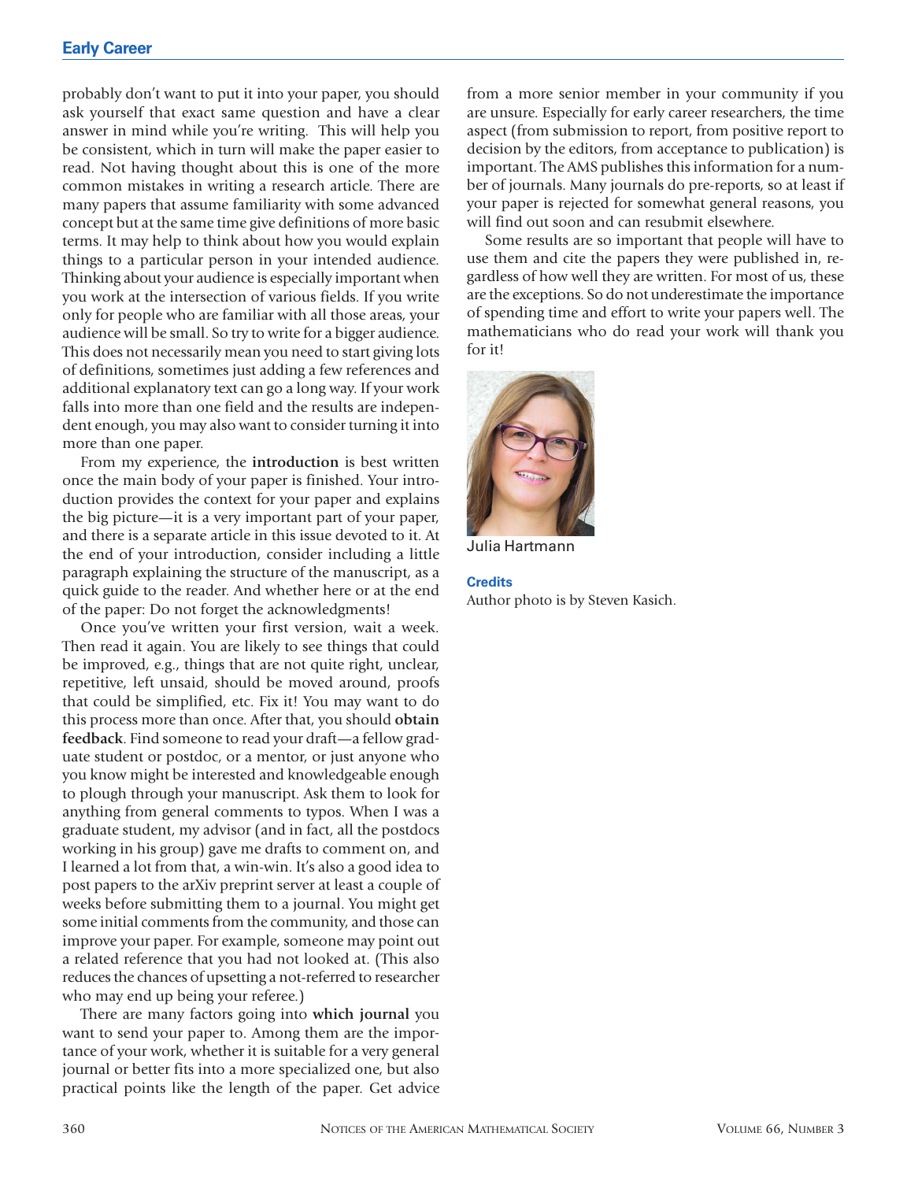probably don't want to put it into your paper, you should ask yourself that exact same question and have a clear answer in mind while you're writing. This will help you be consistent, which in turn will make the paper easier to read. Not having thought about this is one of the more common mistakes in writing a research article. There are many papers that assume familiarity with some advanced concept but at the same time give definitions of more basic terms. It may help to think about how you would explain things to a particular person in your intended audience. Thinking about your audience is especially important when you work at the intersection of various fields. If you write only for people who are familiar with all those areas, your audience will be small. So try to write for a bigger audience. This does not necessarily mean you need to start giving lots of definitions, sometimes just adding a few references and additional explanatory text can go a long way. If your work falls into more than one field and the results are independent enough, you may also want to consider turning it into more than one paper.

From my experience, the **introduction** is best written once the main body of your paper is finished. Your introduction provides the context for your paper and explains the big picture—it is a very important part of your paper, and there is a separate article in this issue devoted to it. At the end of your introduction, consider including a little paragraph explaining the structure of the manuscript, as a quick guide to the reader. And whether here or at the end of the paper: Do not forget the acknowledgments!

Once you've written your first version, wait a week. Then read it again. You are likely to see things that could be improved, e.g., things that are not quite right, unclear, repetitive, left unsaid, should be moved around, proofs that could be simplified, etc. Fix it! You may want to do this process more than once. After that, you should **obtain feedback**. Find someone to read your draft—a fellow graduate student or postdoc, or a mentor, or just anyone who you know might be interested and knowledgeable enough to plough through your manuscript. Ask them to look for anything from general comments to typos. When I was a graduate student, my advisor (and in fact, all the postdocs working in his group) gave me drafts to comment on, and I learned a lot from that, a win-win. It's also a good idea to post papers to the arXiv preprint server at least a couple of weeks before submitting them to a journal. You might get some initial comments from the community, and those can improve your paper. For example, someone may point out a related reference that you had not looked at. (This also reduces the chances of upsetting a not-referred to researcher who may end up being your referee.)

There are many factors going into **which journal** you want to send your paper to. Among them are the importance of your work, whether it is suitable for a very general journal or better fits into a more specialized one, but also practical points like the length of the paper. Get advice from a more senior member in your community if you are unsure. Especially for early career researchers, the time aspect (from submission to report, from positive report to decision by the editors, from acceptance to publication) is important. The AMS publishes this information for a number of journals. Many journals do pre-reports, so at least if your paper is rejected for somewhat general reasons, you will find out soon and can resubmit elsewhere.

Some results are so important that people will have to use them and cite the papers they were published in, regardless of how well they are written. For most of us, these are the exceptions. So do not underestimate the importance of spending time and effort to write your papers well. The mathematicians who do read your work will thank you for it!

Julia Hartmann

### Credits

Author photo is by Steven Kasich.